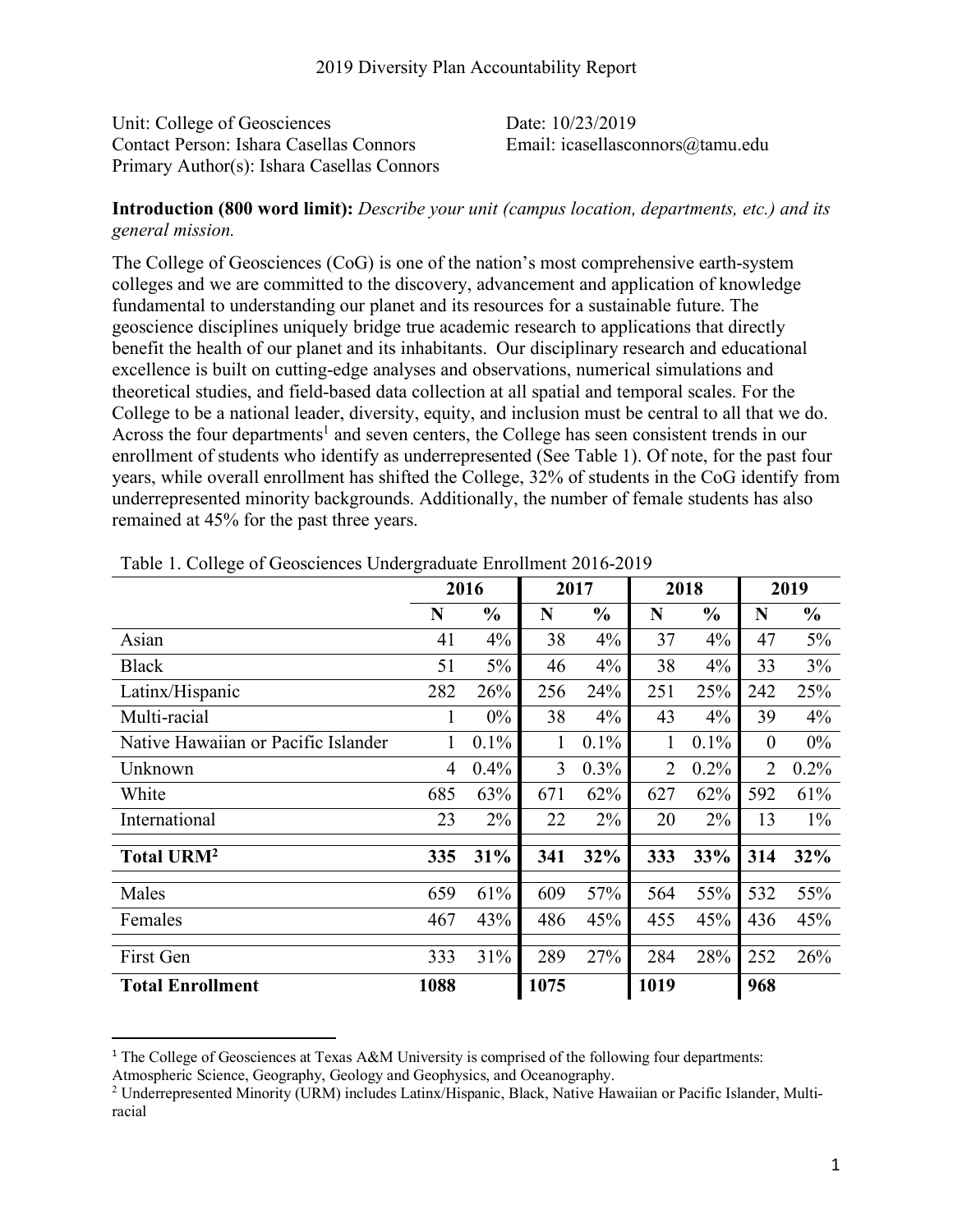2019 Diversity Plan Accountability Report

Unit: College of Geosciences
Contact Person: Ishara Casellas Connors
Primary Author(s): Ishara Casellas Connors

Date: 10/23/2019
Email: icasellasconnors@tamu.edu

**Introduction (800 word limit):** *Describe your unit (campus location, departments, etc.) and its general mission.*

The College of Geosciences (CoG) is one of the nation's most comprehensive earth-system colleges and we are committed to the discovery, advancement and application of knowledge fundamental to understanding our planet and its resources for a sustainable future. The geoscience disciplines uniquely bridge true academic research to applications that directly benefit the health of our planet and its inhabitants. Our disciplinary research and educational excellence is built on cutting-edge analyses and observations, numerical simulations and theoretical studies, and field-based data collection at all spatial and temporal scales. For the College to be a national leader, diversity, equity, and inclusion must be central to all that we do. Across the four departments[1] and seven centers, the College has seen consistent trends in our enrollment of students who identify as underrepresented (See Table 1). Of note, for the past four years, while overall enrollment has shifted the College, 32% of students in the CoG identify from underrepresented minority backgrounds. Additionally, the number of female students has also remained at 45% for the past three years.

Table 1. College of Geosciences Undergraduate Enrollment 2016-2019

| | 2016 | | 2017 | | 2018 | | 2019 | |
|---|---|---|---|---|---|---|---|---|
| | **N** | **%** | **N** | **%** | **N** | **%** | **N** | **%** |
| Asian | 41 | 4% | 38 | 4% | 37 | 4% | 47 | 5% |
| Black | 51 | 5% | 46 | 4% | 38 | 4% | 33 | 3% |
| Latinx/Hispanic | 282 | 26% | 256 | 24% | 251 | 25% | 242 | 25% |
| Multi-racial | 1 | 0% | 38 | 4% | 43 | 4% | 39 | 4% |
| Native Hawaiian or Pacific Islander | 1 | 0.1% | 1 | 0.1% | 1 | 0.1% | 0 | 0% |
| Unknown | 4 | 0.4% | 3 | 0.3% | 2 | 0.2% | 2 | 0.2% |
| White | 685 | 63% | 671 | 62% | 627 | 62% | 592 | 61% |
| International | 23 | 2% | 22 | 2% | 20 | 2% | 13 | 1% |
| **Total URM[2]** | **335** | **31%** | **341** | **32%** | **333** | **33%** | **314** | **32%** |
| Males | 659 | 61% | 609 | 57% | 564 | 55% | 532 | 55% |
| Females | 467 | 43% | 486 | 45% | 455 | 45% | 436 | 45% |
| First Gen | 333 | 31% | 289 | 27% | 284 | 28% | 252 | 26% |
| **Total Enrollment** | **1088** | | **1075** | | **1019** | | **968** | |

[1] The College of Geosciences at Texas A&M University is comprised of the following four departments: Atmospheric Science, Geography, Geology and Geophysics, and Oceanography.

[2] Underrepresented Minority (URM) includes Latinx/Hispanic, Black, Native Hawaiian or Pacific Islander, Multi-racial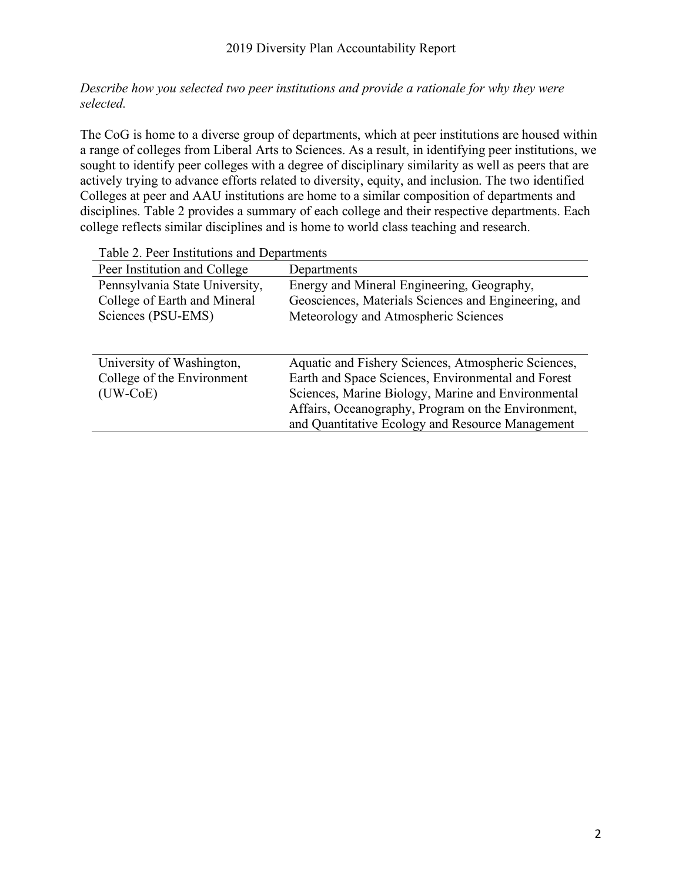*Describe how you selected two peer institutions and provide a rationale for why they were selected.*

The CoG is home to a diverse group of departments, which at peer institutions are housed within a range of colleges from Liberal Arts to Sciences. As a result, in identifying peer institutions, we sought to identify peer colleges with a degree of disciplinary similarity as well as peers that are actively trying to advance efforts related to diversity, equity, and inclusion. The two identified Colleges at peer and AAU institutions are home to a similar composition of departments and disciplines. Table 2 provides a summary of each college and their respective departments. Each college reflects similar disciplines and is home to world class teaching and research.

Table 2. Peer Institutions and Departments

| Peer Institution and College | Departments |
|---|---|
| Pennsylvania State University, College of Earth and Mineral Sciences (PSU-EMS) | Energy and Mineral Engineering, Geography, Geosciences, Materials Sciences and Engineering, and Meteorology and Atmospheric Sciences |
| University of Washington, College of the Environment (UW-CoE) | Aquatic and Fishery Sciences, Atmospheric Sciences, Earth and Space Sciences, Environmental and Forest Sciences, Marine Biology, Marine and Environmental Affairs, Oceanography, Program on the Environment, and Quantitative Ecology and Resource Management |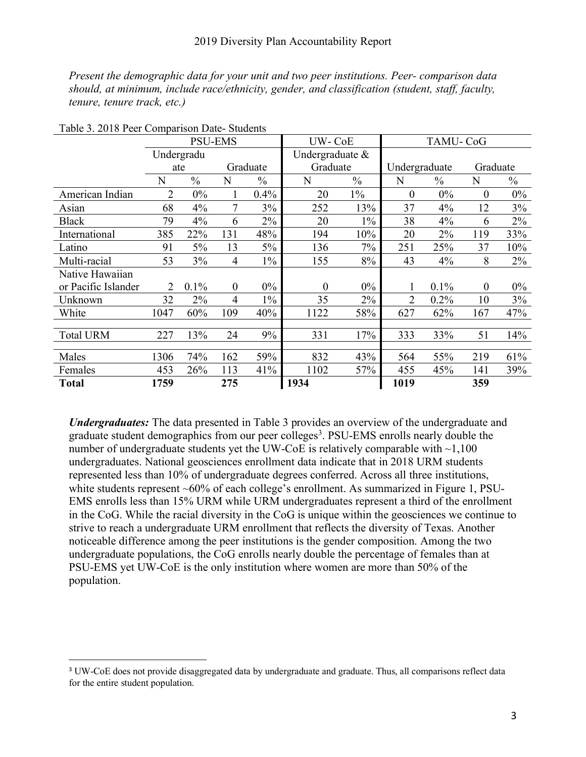*Present the demographic data for your unit and two peer institutions. Peer- comparison data should, at minimum, include race/ethnicity, gender, and classification (student, staff, faculty, tenure, tenure track, etc.)*

Table 3. 2018 Peer Comparison Date- Students

| | PSU-EMS | | | | UW- CoE | | TAMU- CoG | | | |
|---|---|---|---|---|---|---|---|---|---|---|
| | Undergraduate | | Graduate | | Undergraduate & Graduate | | Undergraduate | | Graduate | |
| | N | % | N | % | N | % | N | % | N | % |
| American Indian | 2 | 0% | 1 | 0.4% | 20 | 1% | 0 | 0% | 0 | 0% |
| Asian | 68 | 4% | 7 | 3% | 252 | 13% | 37 | 4% | 12 | 3% |
| Black | 79 | 4% | 6 | 2% | 20 | 1% | 38 | 4% | 6 | 2% |
| International | 385 | 22% | 131 | 48% | 194 | 10% | 20 | 2% | 119 | 33% |
| Latino | 91 | 5% | 13 | 5% | 136 | 7% | 251 | 25% | 37 | 10% |
| Multi-racial | 53 | 3% | 4 | 1% | 155 | 8% | 43 | 4% | 8 | 2% |
| Native Hawaiian or Pacific Islander | 2 | 0.1% | 0 | 0% | 0 | 0% | 1 | 0.1% | 0 | 0% |
| Unknown | 32 | 2% | 4 | 1% | 35 | 2% | 2 | 0.2% | 10 | 3% |
| White | 1047 | 60% | 109 | 40% | 1122 | 58% | 627 | 62% | 167 | 47% |
| Total URM | 227 | 13% | 24 | 9% | 331 | 17% | 333 | 33% | 51 | 14% |
| Males | 1306 | 74% | 162 | 59% | 832 | 43% | 564 | 55% | 219 | 61% |
| Females | 453 | 26% | 113 | 41% | 1102 | 57% | 455 | 45% | 141 | 39% |
| **Total** | **1759** | | **275** | | **1934** | | **1019** | | **359** | |

***Undergraduates:*** The data presented in Table 3 provides an overview of the undergraduate and graduate student demographics from our peer colleges[3]. PSU-EMS enrolls nearly double the number of undergraduate students yet the UW-CoE is relatively comparable with ~1,100 undergraduates. National geosciences enrollment data indicate that in 2018 URM students represented less than 10% of undergraduate degrees conferred. Across all three institutions, white students represent ~60% of each college's enrollment. As summarized in Figure 1, PSU-EMS enrolls less than 15% URM while URM undergraduates represent a third of the enrollment in the CoG. While the racial diversity in the CoG is unique within the geosciences we continue to strive to reach a undergraduate URM enrollment that reflects the diversity of Texas. Another noticeable difference among the peer institutions is the gender composition. Among the two undergraduate populations, the CoG enrolls nearly double the percentage of females than at PSU-EMS yet UW-CoE is the only institution where women are more than 50% of the population.

[3] UW-CoE does not provide disaggregated data by undergraduate and graduate. Thus, all comparisons reflect data for the entire student population.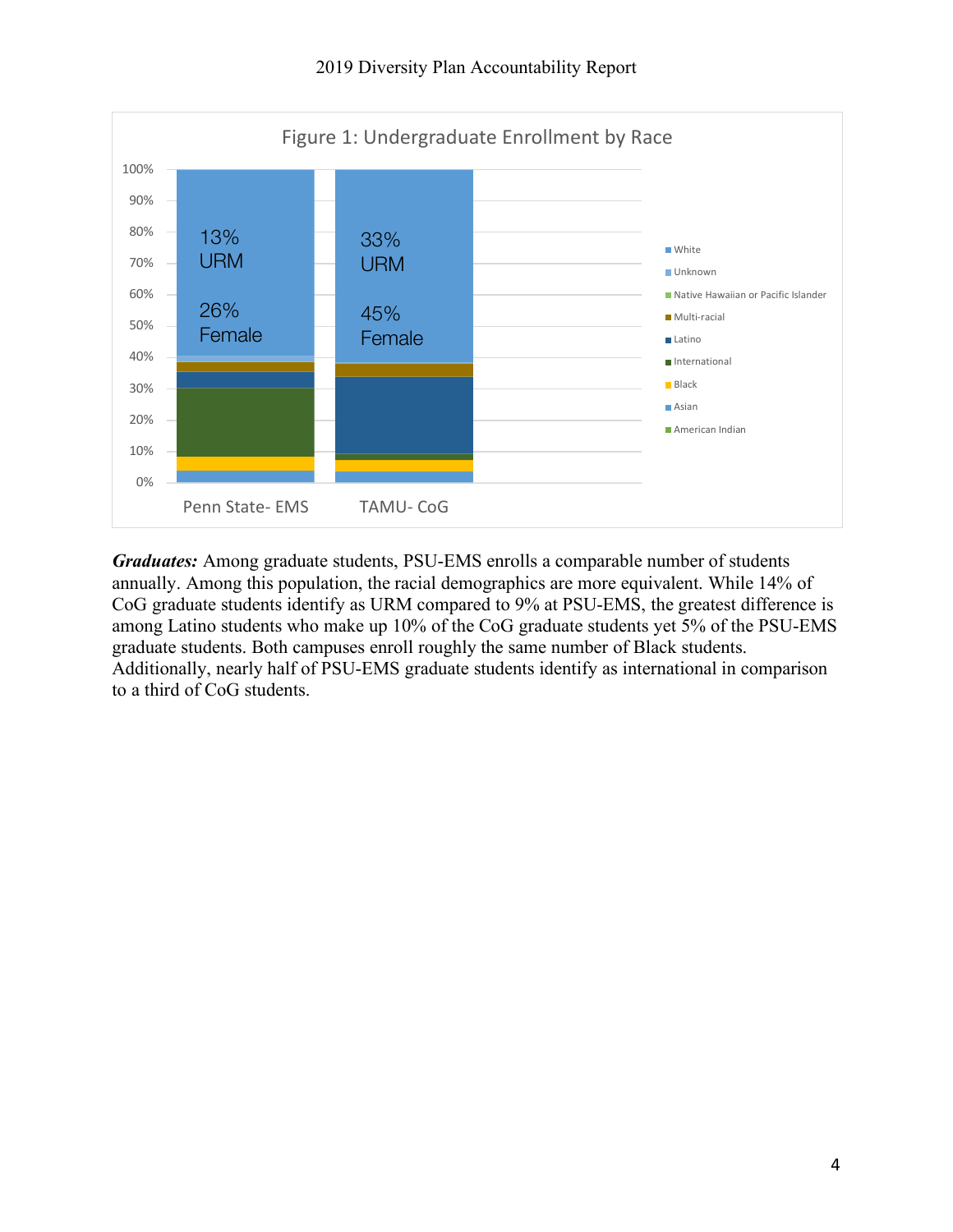Figure 1: Undergraduate Enrollment by Race

100%
90%
80%
70%
60%
50%
40%
30%
20%
10%
0%

Penn State- EMS: 13% URM, 26% Female

TAMU- CoG: 33% URM, 45% Female

White
Unknown
Native Hawaiian or Pacific Islander
Multi-racial
Latino
International
Black
Asian
American Indian

***Graduates:*** Among graduate students, PSU-EMS enrolls a comparable number of students annually. Among this population, the racial demographics are more equivalent. While 14% of CoG graduate students identify as URM compared to 9% at PSU-EMS, the greatest difference is among Latino students who make up 10% of the CoG graduate students yet 5% of the PSU-EMS graduate students. Both campuses enroll roughly the same number of Black students. Additionally, nearly half of PSU-EMS graduate students identify as international in comparison to a third of CoG students.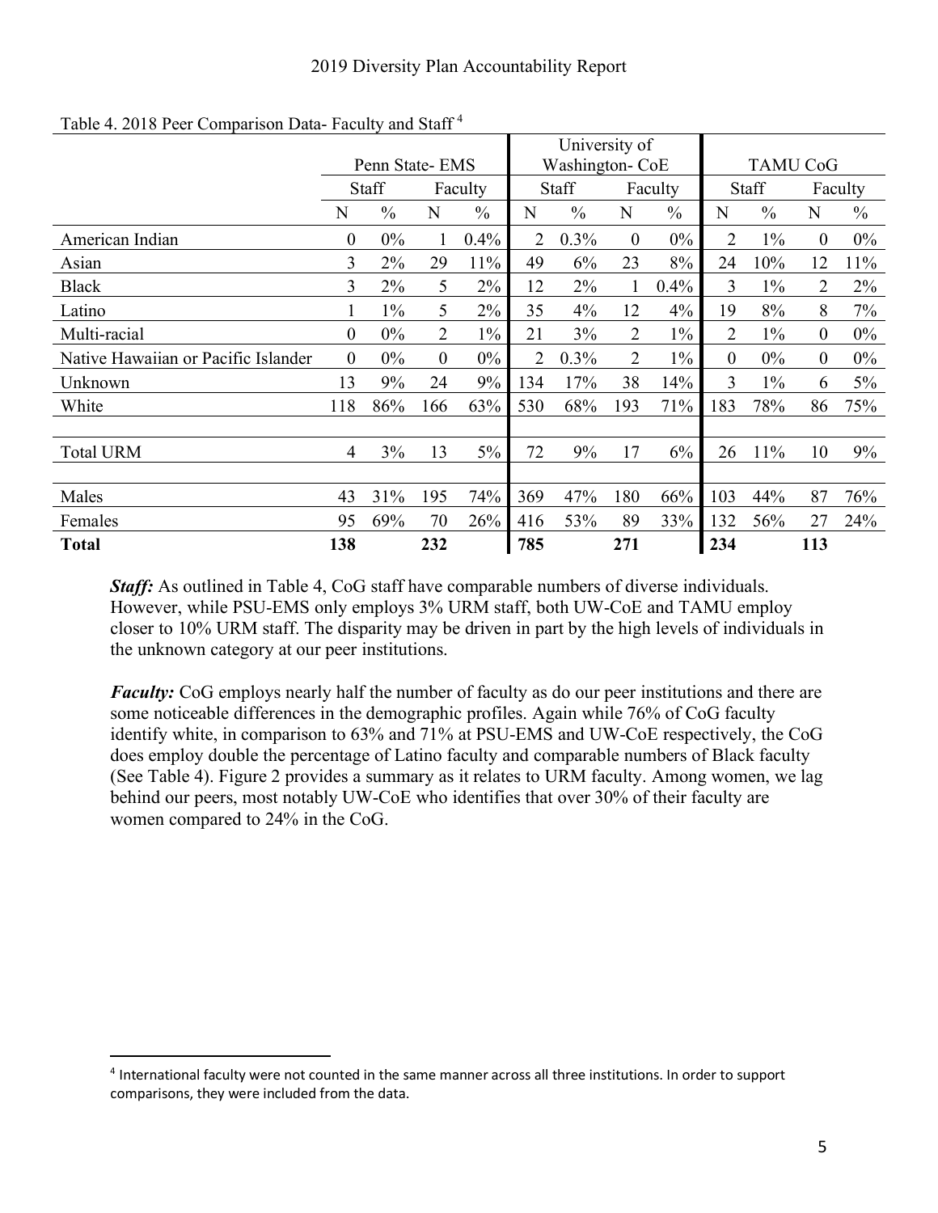Table 4. 2018 Peer Comparison Data- Faculty and Staff [4]

| | Penn State- EMS | | | | University of Washington- CoE | | | | TAMU CoG | | | |
|---|---|---|---|---|---|---|---|---|---|---|---|---|
| | Staff | | Faculty | | Staff | | Faculty | | Staff | | Faculty | |
| | N | % | N | % | N | % | N | % | N | % | N | % |
| American Indian | 0 | 0% | 1 | 0.4% | 2 | 0.3% | 0 | 0% | 2 | 1% | 0 | 0% |
| Asian | 3 | 2% | 29 | 11% | 49 | 6% | 23 | 8% | 24 | 10% | 12 | 11% |
| Black | 3 | 2% | 5 | 2% | 12 | 2% | 1 | 0.4% | 3 | 1% | 2 | 2% |
| Latino | 1 | 1% | 5 | 2% | 35 | 4% | 12 | 4% | 19 | 8% | 8 | 7% |
| Multi-racial | 0 | 0% | 2 | 1% | 21 | 3% | 2 | 1% | 2 | 1% | 0 | 0% |
| Native Hawaiian or Pacific Islander | 0 | 0% | 0 | 0% | 2 | 0.3% | 2 | 1% | 0 | 0% | 0 | 0% |
| Unknown | 13 | 9% | 24 | 9% | 134 | 17% | 38 | 14% | 3 | 1% | 6 | 5% |
| White | 118 | 86% | 166 | 63% | 530 | 68% | 193 | 71% | 183 | 78% | 86 | 75% |
| | | | | | | | | | | | | |
| Total URM | 4 | 3% | 13 | 5% | 72 | 9% | 17 | 6% | 26 | 11% | 10 | 9% |
| | | | | | | | | | | | | |
| Males | 43 | 31% | 195 | 74% | 369 | 47% | 180 | 66% | 103 | 44% | 87 | 76% |
| Females | 95 | 69% | 70 | 26% | 416 | 53% | 89 | 33% | 132 | 56% | 27 | 24% |
| **Total** | **138** | | **232** | | **785** | | **271** | | **234** | | **113** | |

***Staff:*** As outlined in Table 4, CoG staff have comparable numbers of diverse individuals. However, while PSU-EMS only employs 3% URM staff, both UW-CoE and TAMU employ closer to 10% URM staff. The disparity may be driven in part by the high levels of individuals in the unknown category at our peer institutions.

***Faculty:*** CoG employs nearly half the number of faculty as do our peer institutions and there are some noticeable differences in the demographic profiles. Again while 76% of CoG faculty identify white, in comparison to 63% and 71% at PSU-EMS and UW-CoE respectively, the CoG does employ double the percentage of Latino faculty and comparable numbers of Black faculty (See Table 4). Figure 2 provides a summary as it relates to URM faculty. Among women, we lag behind our peers, most notably UW-CoE who identifies that over 30% of their faculty are women compared to 24% in the CoG.

[4] International faculty were not counted in the same manner across all three institutions. In order to support comparisons, they were included from the data.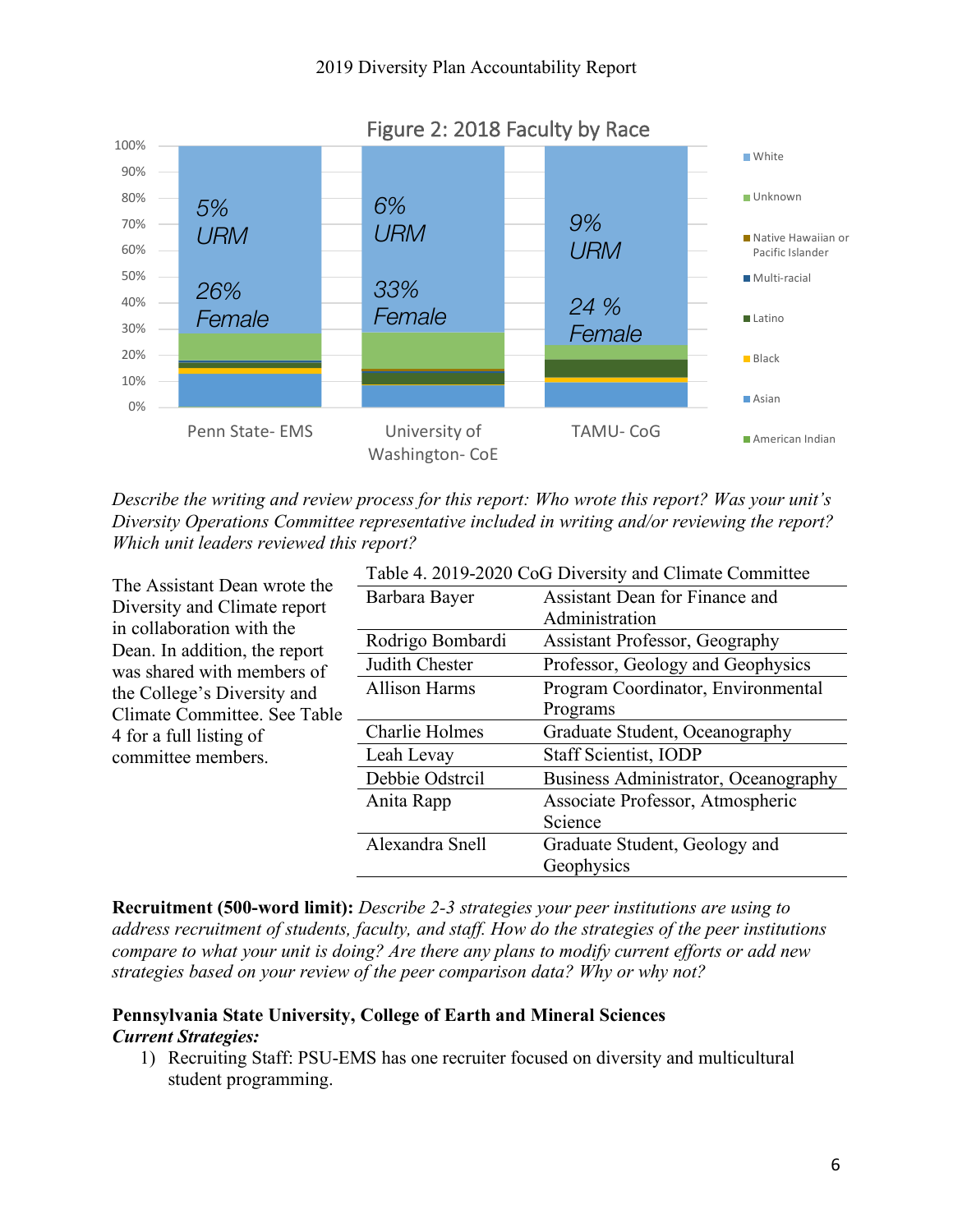Figure 2: 2018 Faculty by Race

100%
90%
80%
70%
60%
50%
40%
30%
20%
10%
0%

Penn State- EMS: 5% URM, 26% Female

University of Washington- CoE: 6% URM, 33% Female

TAMU- CoG: 9% URM, 24 % Female

White
Unknown
Native Hawaiian or Pacific Islander
Multi-racial
Latino
Black
Asian
American Indian

*Describe the writing and review process for this report: Who wrote this report? Was your unit's Diversity Operations Committee representative included in writing and/or reviewing the report? Which unit leaders reviewed this report?*

The Assistant Dean wrote the Diversity and Climate report in collaboration with the Dean. In addition, the report was shared with members of the College's Diversity and Climate Committee. See Table 4 for a full listing of committee members.

Table 4. 2019-2020 CoG Diversity and Climate Committee

| | |
|---|---|
| Barbara Bayer | Assistant Dean for Finance and Administration |
| Rodrigo Bombardi | Assistant Professor, Geography |
| Judith Chester | Professor, Geology and Geophysics |
| Allison Harms | Program Coordinator, Environmental Programs |
| Charlie Holmes | Graduate Student, Oceanography |
| Leah Levay | Staff Scientist, IODP |
| Debbie Odstrcil | Business Administrator, Oceanography |
| Anita Rapp | Associate Professor, Atmospheric Science |
| Alexandra Snell | Graduate Student, Geology and Geophysics |

**Recruitment (500-word limit):** *Describe 2-3 strategies your peer institutions are using to address recruitment of students, faculty, and staff. How do the strategies of the peer institutions compare to what your unit is doing? Are there any plans to modify current efforts or add new strategies based on your review of the peer comparison data? Why or why not?*

**Pennsylvania State University, College of Earth and Mineral Sciences**

***Current Strategies:***

1) Recruiting Staff: PSU-EMS has one recruiter focused on diversity and multicultural student programming.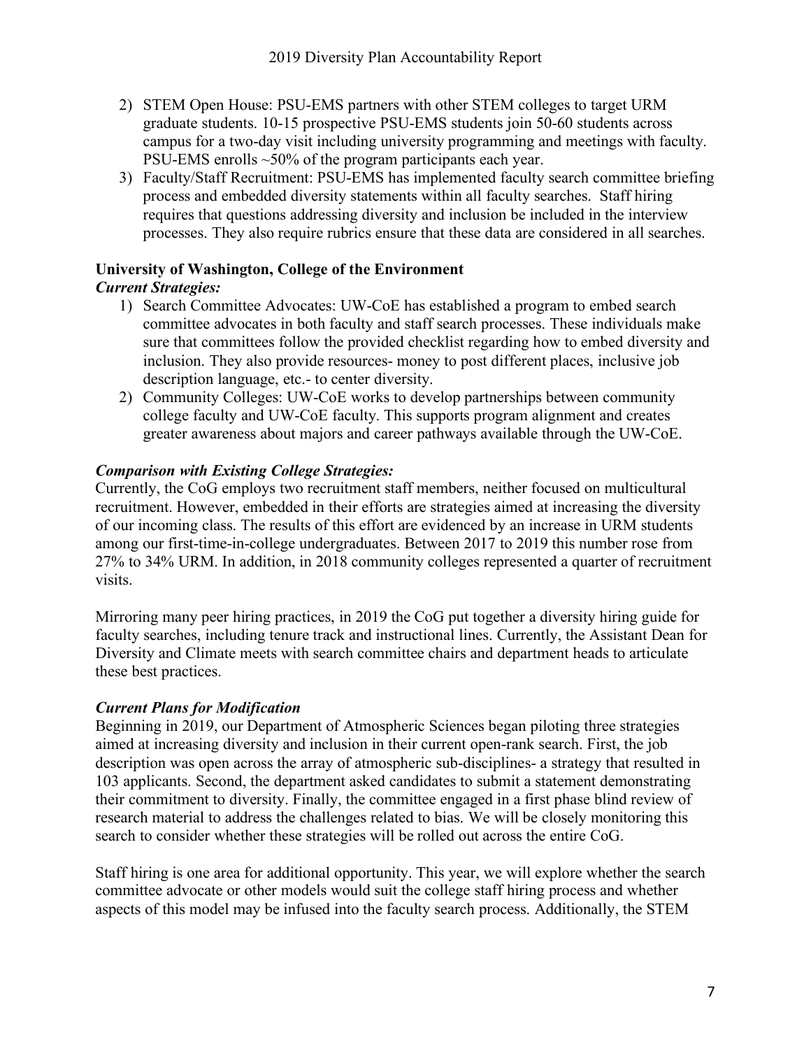2) STEM Open House: PSU-EMS partners with other STEM colleges to target URM graduate students. 10-15 prospective PSU-EMS students join 50-60 students across campus for a two-day visit including university programming and meetings with faculty. PSU-EMS enrolls ~50% of the program participants each year.
3) Faculty/Staff Recruitment: PSU-EMS has implemented faculty search committee briefing process and embedded diversity statements within all faculty searches. Staff hiring requires that questions addressing diversity and inclusion be included in the interview processes. They also require rubrics ensure that these data are considered in all searches.

**University of Washington, College of the Environment**

***Current Strategies:***

1) Search Committee Advocates: UW-CoE has established a program to embed search committee advocates in both faculty and staff search processes. These individuals make sure that committees follow the provided checklist regarding how to embed diversity and inclusion. They also provide resources- money to post different places, inclusive job description language, etc.- to center diversity.
2) Community Colleges: UW-CoE works to develop partnerships between community college faculty and UW-CoE faculty. This supports program alignment and creates greater awareness about majors and career pathways available through the UW-CoE.

***Comparison with Existing College Strategies:***

Currently, the CoG employs two recruitment staff members, neither focused on multicultural recruitment. However, embedded in their efforts are strategies aimed at increasing the diversity of our incoming class. The results of this effort are evidenced by an increase in URM students among our first-time-in-college undergraduates. Between 2017 to 2019 this number rose from 27% to 34% URM. In addition, in 2018 community colleges represented a quarter of recruitment visits.

Mirroring many peer hiring practices, in 2019 the CoG put together a diversity hiring guide for faculty searches, including tenure track and instructional lines. Currently, the Assistant Dean for Diversity and Climate meets with search committee chairs and department heads to articulate these best practices.

***Current Plans for Modification***

Beginning in 2019, our Department of Atmospheric Sciences began piloting three strategies aimed at increasing diversity and inclusion in their current open-rank search. First, the job description was open across the array of atmospheric sub-disciplines- a strategy that resulted in 103 applicants. Second, the department asked candidates to submit a statement demonstrating their commitment to diversity. Finally, the committee engaged in a first phase blind review of research material to address the challenges related to bias. We will be closely monitoring this search to consider whether these strategies will be rolled out across the entire CoG.

Staff hiring is one area for additional opportunity. This year, we will explore whether the search committee advocate or other models would suit the college staff hiring process and whether aspects of this model may be infused into the faculty search process. Additionally, the STEM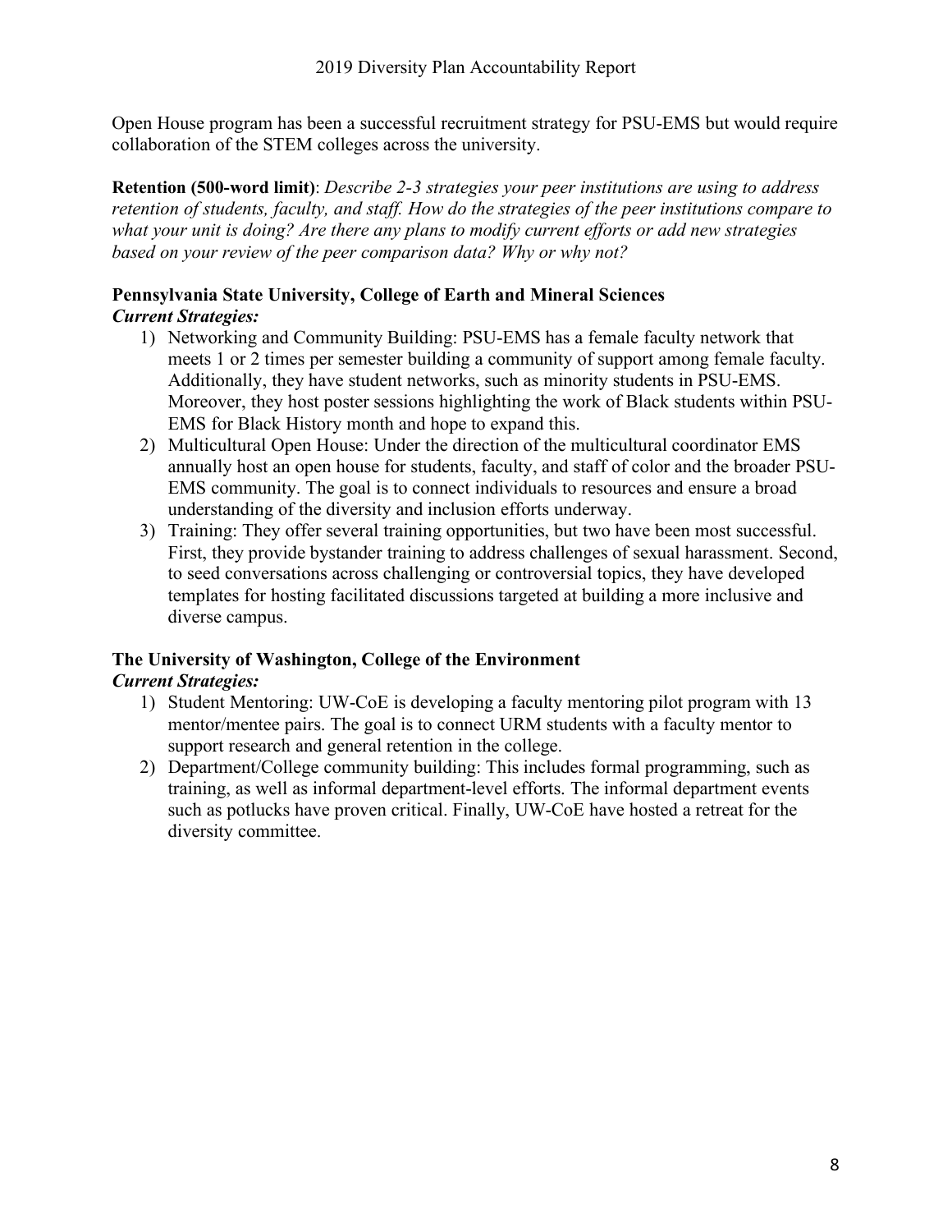Open House program has been a successful recruitment strategy for PSU-EMS but would require collaboration of the STEM colleges across the university.

**Retention (500-word limit)**: *Describe 2-3 strategies your peer institutions are using to address retention of students, faculty, and staff. How do the strategies of the peer institutions compare to what your unit is doing? Are there any plans to modify current efforts or add new strategies based on your review of the peer comparison data? Why or why not?*

**Pennsylvania State University, College of Earth and Mineral Sciences**
***Current Strategies:***

1) Networking and Community Building: PSU-EMS has a female faculty network that meets 1 or 2 times per semester building a community of support among female faculty. Additionally, they have student networks, such as minority students in PSU-EMS. Moreover, they host poster sessions highlighting the work of Black students within PSU-EMS for Black History month and hope to expand this.
2) Multicultural Open House: Under the direction of the multicultural coordinator EMS annually host an open house for students, faculty, and staff of color and the broader PSU-EMS community. The goal is to connect individuals to resources and ensure a broad understanding of the diversity and inclusion efforts underway.
3) Training: They offer several training opportunities, but two have been most successful. First, they provide bystander training to address challenges of sexual harassment. Second, to seed conversations across challenging or controversial topics, they have developed templates for hosting facilitated discussions targeted at building a more inclusive and diverse campus.

**The University of Washington, College of the Environment**
***Current Strategies:***

1) Student Mentoring: UW-CoE is developing a faculty mentoring pilot program with 13 mentor/mentee pairs. The goal is to connect URM students with a faculty mentor to support research and general retention in the college.
2) Department/College community building: This includes formal programming, such as training, as well as informal department-level efforts. The informal department events such as potlucks have proven critical. Finally, UW-CoE have hosted a retreat for the diversity committee.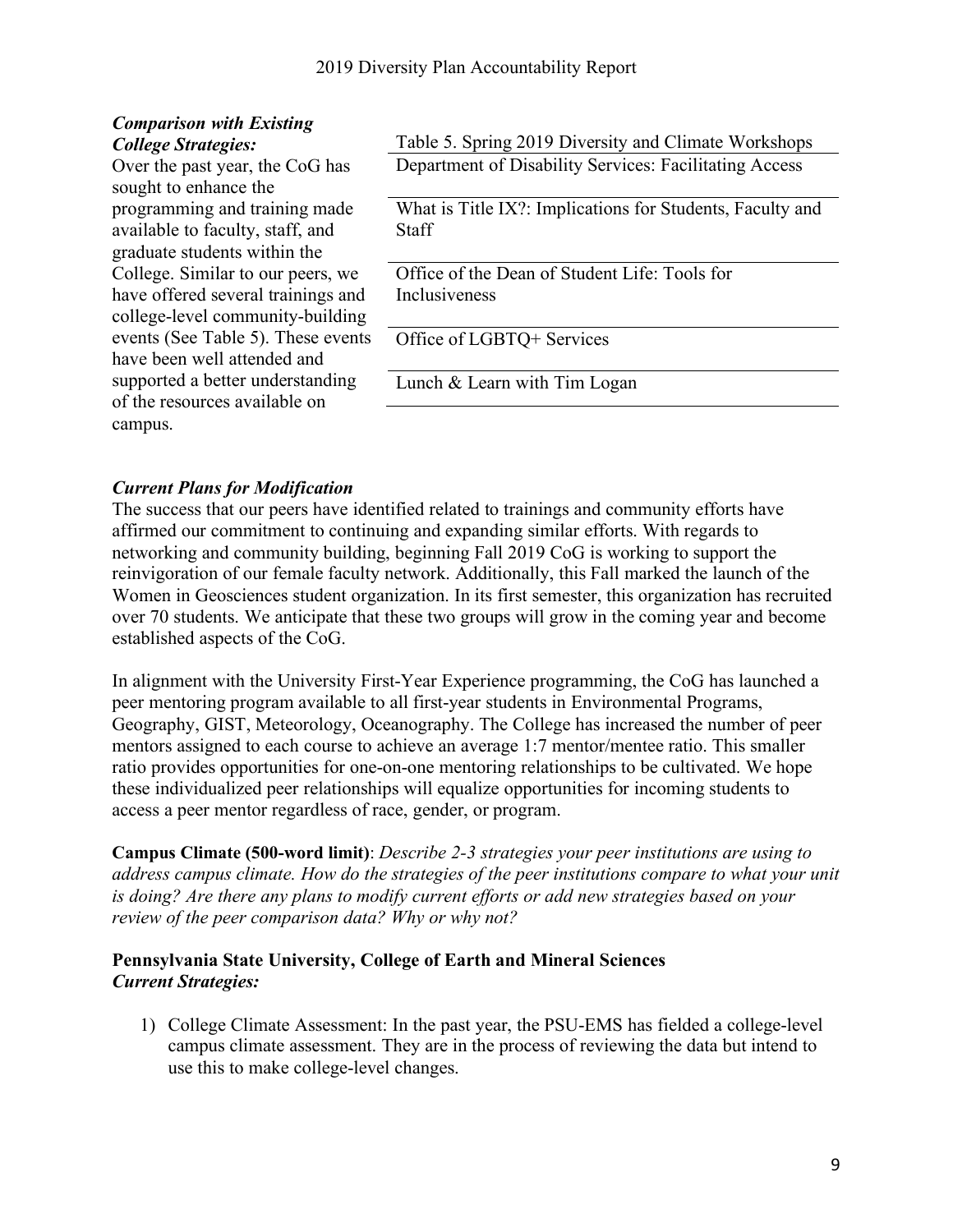***Comparison with Existing College Strategies:***

Over the past year, the CoG has sought to enhance the programming and training made available to faculty, staff, and graduate students within the College. Similar to our peers, we have offered several trainings and college-level community-building events (See Table 5). These events have been well attended and supported a better understanding of the resources available on campus.

| Table 5. Spring 2019 Diversity and Climate Workshops |
|---|
| Department of Disability Services: Facilitating Access |
| What is Title IX?: Implications for Students, Faculty and Staff |
| Office of the Dean of Student Life: Tools for Inclusiveness |
| Office of LGBTQ+ Services |
| Lunch & Learn with Tim Logan |

***Current Plans for Modification***

The success that our peers have identified related to trainings and community efforts have affirmed our commitment to continuing and expanding similar efforts. With regards to networking and community building, beginning Fall 2019 CoG is working to support the reinvigoration of our female faculty network. Additionally, this Fall marked the launch of the Women in Geosciences student organization. In its first semester, this organization has recruited over 70 students. We anticipate that these two groups will grow in the coming year and become established aspects of the CoG.

In alignment with the University First-Year Experience programming, the CoG has launched a peer mentoring program available to all first-year students in Environmental Programs, Geography, GIST, Meteorology, Oceanography. The College has increased the number of peer mentors assigned to each course to achieve an average 1:7 mentor/mentee ratio. This smaller ratio provides opportunities for one-on-one mentoring relationships to be cultivated. We hope these individualized peer relationships will equalize opportunities for incoming students to access a peer mentor regardless of race, gender, or program.

**Campus Climate (500-word limit)**: *Describe 2-3 strategies your peer institutions are using to address campus climate. How do the strategies of the peer institutions compare to what your unit is doing? Are there any plans to modify current efforts or add new strategies based on your review of the peer comparison data? Why or why not?*

**Pennsylvania State University, College of Earth and Mineral Sciences**
***Current Strategies:***

1) College Climate Assessment: In the past year, the PSU-EMS has fielded a college-level campus climate assessment. They are in the process of reviewing the data but intend to use this to make college-level changes.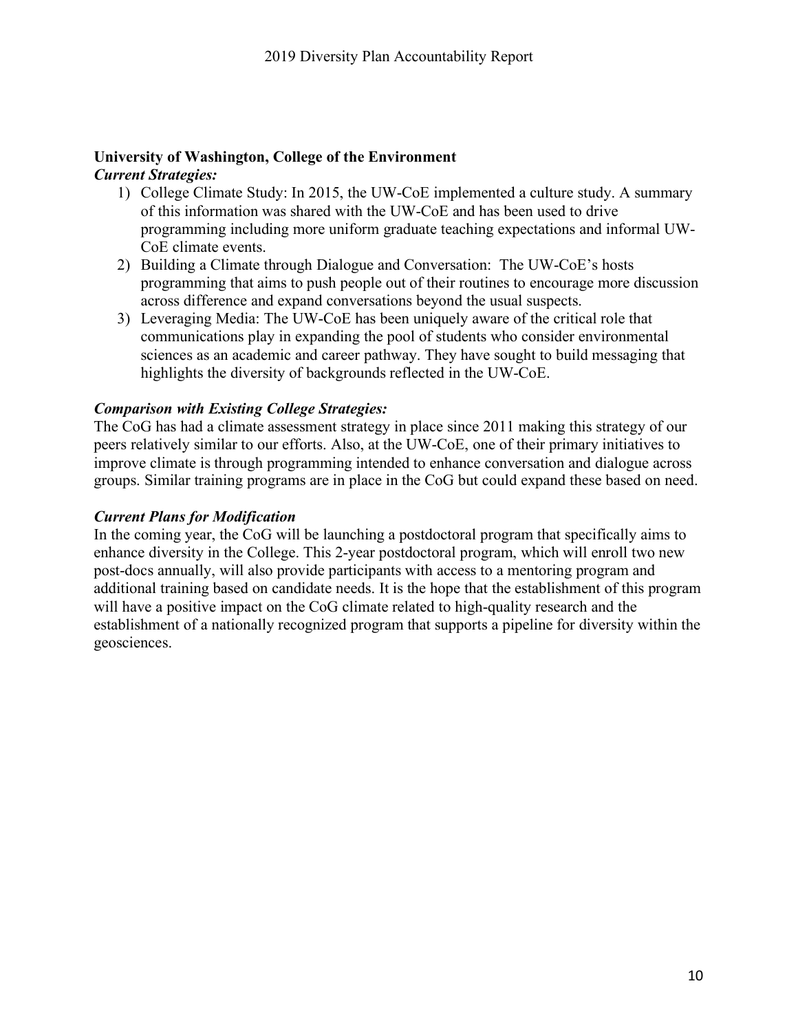**University of Washington, College of the Environment**

***Current Strategies:***

1) College Climate Study: In 2015, the UW-CoE implemented a culture study. A summary of this information was shared with the UW-CoE and has been used to drive programming including more uniform graduate teaching expectations and informal UW-CoE climate events.
2) Building a Climate through Dialogue and Conversation: The UW-CoE's hosts programming that aims to push people out of their routines to encourage more discussion across difference and expand conversations beyond the usual suspects.
3) Leveraging Media: The UW-CoE has been uniquely aware of the critical role that communications play in expanding the pool of students who consider environmental sciences as an academic and career pathway. They have sought to build messaging that highlights the diversity of backgrounds reflected in the UW-CoE.

***Comparison with Existing College Strategies:***

The CoG has had a climate assessment strategy in place since 2011 making this strategy of our peers relatively similar to our efforts. Also, at the UW-CoE, one of their primary initiatives to improve climate is through programming intended to enhance conversation and dialogue across groups. Similar training programs are in place in the CoG but could expand these based on need.

***Current Plans for Modification***

In the coming year, the CoG will be launching a postdoctoral program that specifically aims to enhance diversity in the College. This 2-year postdoctoral program, which will enroll two new post-docs annually, will also provide participants with access to a mentoring program and additional training based on candidate needs. It is the hope that the establishment of this program will have a positive impact on the CoG climate related to high-quality research and the establishment of a nationally recognized program that supports a pipeline for diversity within the geosciences.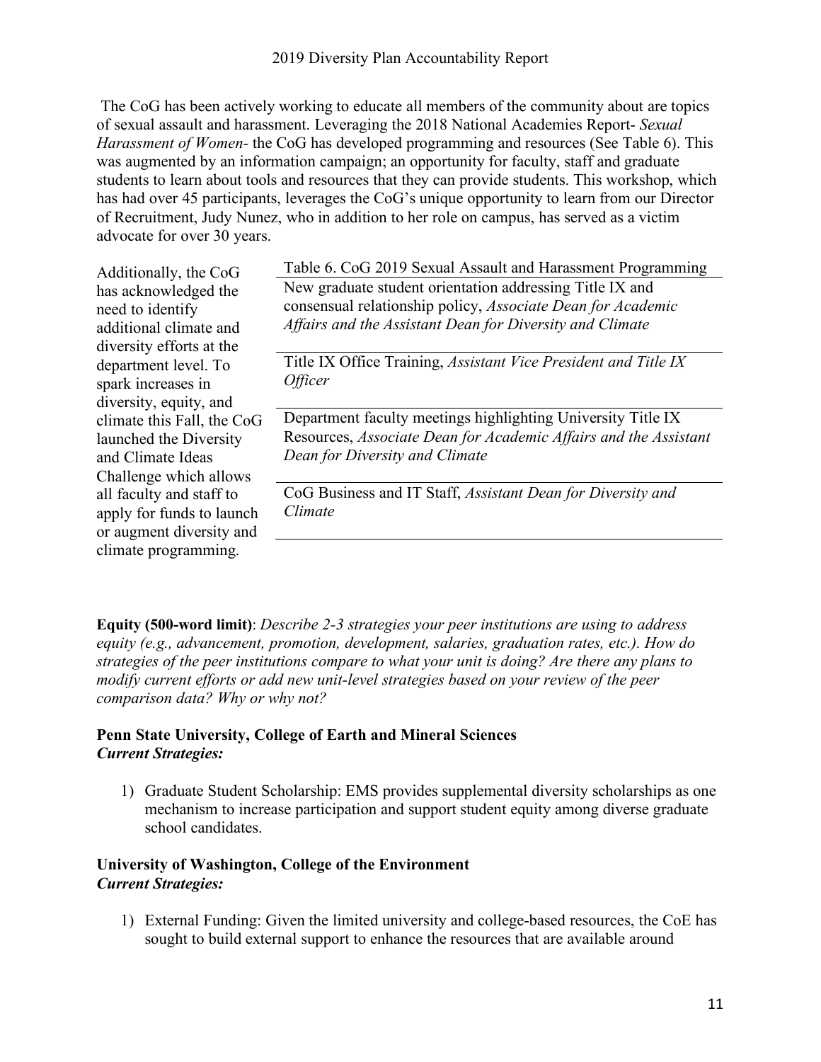The CoG has been actively working to educate all members of the community about are topics of sexual assault and harassment. Leveraging the 2018 National Academies Report- *Sexual Harassment of Women*- the CoG has developed programming and resources (See Table 6). This was augmented by an information campaign; an opportunity for faculty, staff and graduate students to learn about tools and resources that they can provide students. This workshop, which has had over 45 participants, leverages the CoG's unique opportunity to learn from our Director of Recruitment, Judy Nunez, who in addition to her role on campus, has served as a victim advocate for over 30 years.

Additionally, the CoG has acknowledged the need to identify additional climate and diversity efforts at the department level. To spark increases in diversity, equity, and climate this Fall, the CoG launched the Diversity and Climate Ideas Challenge which allows all faculty and staff to apply for funds to launch or augment diversity and climate programming.

| Table 6. CoG 2019 Sexual Assault and Harassment Programming |
|---|
| New graduate student orientation addressing Title IX and consensual relationship policy, *Associate Dean for Academic Affairs and the Assistant Dean for Diversity and Climate* |
| Title IX Office Training, *Assistant Vice President and Title IX Officer* |
| Department faculty meetings highlighting University Title IX Resources, *Associate Dean for Academic Affairs and the Assistant Dean for Diversity and Climate* |
| CoG Business and IT Staff, *Assistant Dean for Diversity and Climate* |

**Equity (500-word limit)**: *Describe 2-3 strategies your peer institutions are using to address equity (e.g., advancement, promotion, development, salaries, graduation rates, etc.). How do strategies of the peer institutions compare to what your unit is doing? Are there any plans to modify current efforts or add new unit-level strategies based on your review of the peer comparison data? Why or why not?*

**Penn State University, College of Earth and Mineral Sciences**
***Current Strategies:***

1) Graduate Student Scholarship: EMS provides supplemental diversity scholarships as one mechanism to increase participation and support student equity among diverse graduate school candidates.

**University of Washington, College of the Environment**
***Current Strategies:***

1) External Funding: Given the limited university and college-based resources, the CoE has sought to build external support to enhance the resources that are available around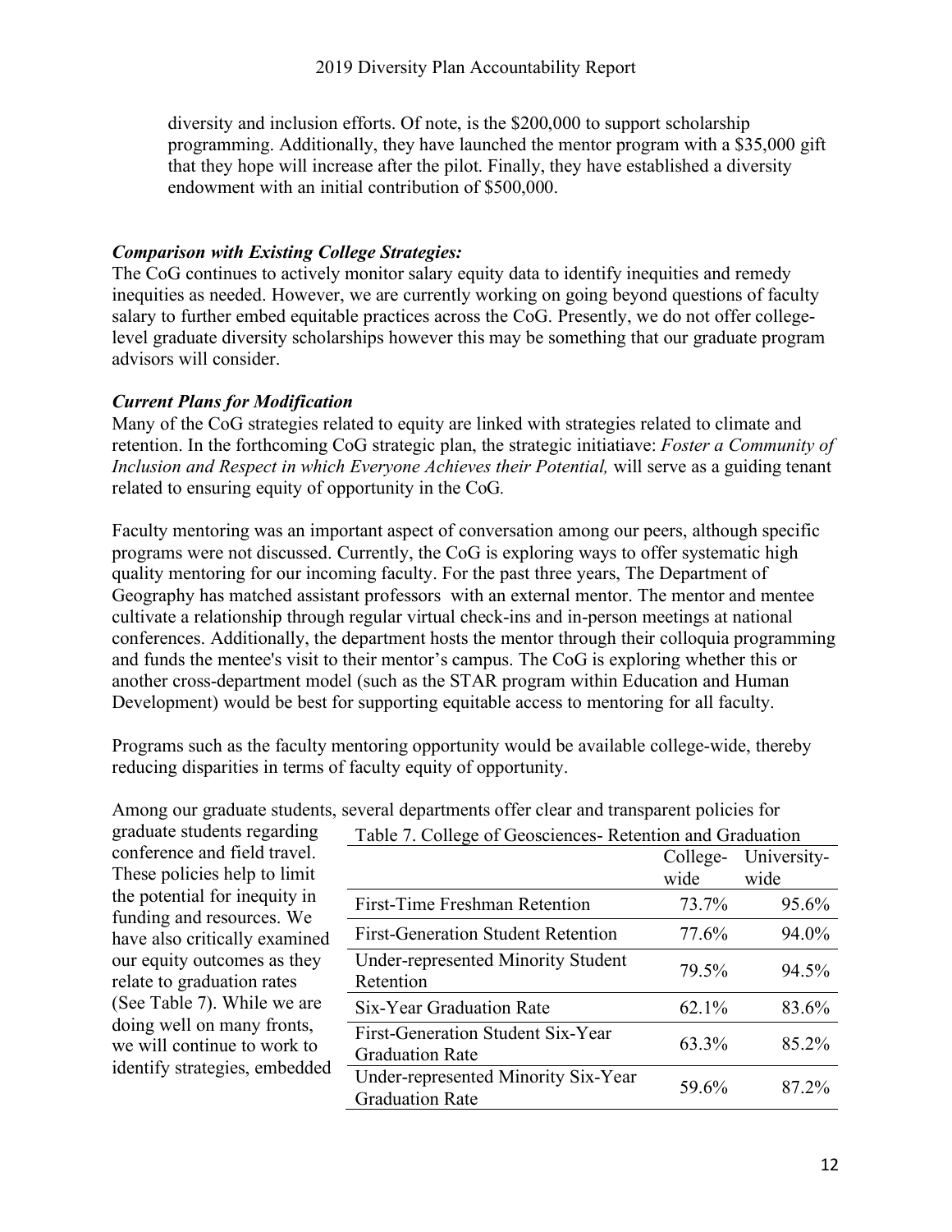diversity and inclusion efforts. Of note, is the $200,000 to support scholarship programming. Additionally, they have launched the mentor program with a $35,000 gift that they hope will increase after the pilot. Finally, they have established a diversity endowment with an initial contribution of $500,000.

### *Comparison with Existing College Strategies:*

The CoG continues to actively monitor salary equity data to identify inequities and remedy inequities as needed. However, we are currently working on going beyond questions of faculty salary to further embed equitable practices across the CoG. Presently, we do not offer college-level graduate diversity scholarships however this may be something that our graduate program advisors will consider.

### *Current Plans for Modification*

Many of the CoG strategies related to equity are linked with strategies related to climate and retention. In the forthcoming CoG strategic plan, the strategic initiatiave: *Foster a Community of Inclusion and Respect in which Everyone Achieves their Potential,* will serve as a guiding tenant related to ensuring equity of opportunity in the CoG.

Faculty mentoring was an important aspect of conversation among our peers, although specific programs were not discussed. Currently, the CoG is exploring ways to offer systematic high quality mentoring for our incoming faculty. For the past three years, The Department of Geography has matched assistant professors with an external mentor. The mentor and mentee cultivate a relationship through regular virtual check-ins and in-person meetings at national conferences. Additionally, the department hosts the mentor through their colloquia programming and funds the mentee's visit to their mentor's campus. The CoG is exploring whether this or another cross-department model (such as the STAR program within Education and Human Development) would be best for supporting equitable access to mentoring for all faculty.

Programs such as the faculty mentoring opportunity would be available college-wide, thereby reducing disparities in terms of faculty equity of opportunity.

Among our graduate students, several departments offer clear and transparent policies for graduate students regarding conference and field travel. These policies help to limit the potential for inequity in funding and resources. We have also critically examined our equity outcomes as they relate to graduation rates (See Table 7). While we are doing well on many fronts, we will continue to work to identify strategies, embedded

Table 7. College of Geosciences- Retention and Graduation

| | College-wide | University-wide |
|---|---|---|
| First-Time Freshman Retention | 73.7% | 95.6% |
| First-Generation Student Retention | 77.6% | 94.0% |
| Under-represented Minority Student Retention | 79.5% | 94.5% |
| Six-Year Graduation Rate | 62.1% | 83.6% |
| First-Generation Student Six-Year Graduation Rate | 63.3% | 85.2% |
| Under-represented Minority Six-Year Graduation Rate | 59.6% | 87.2% |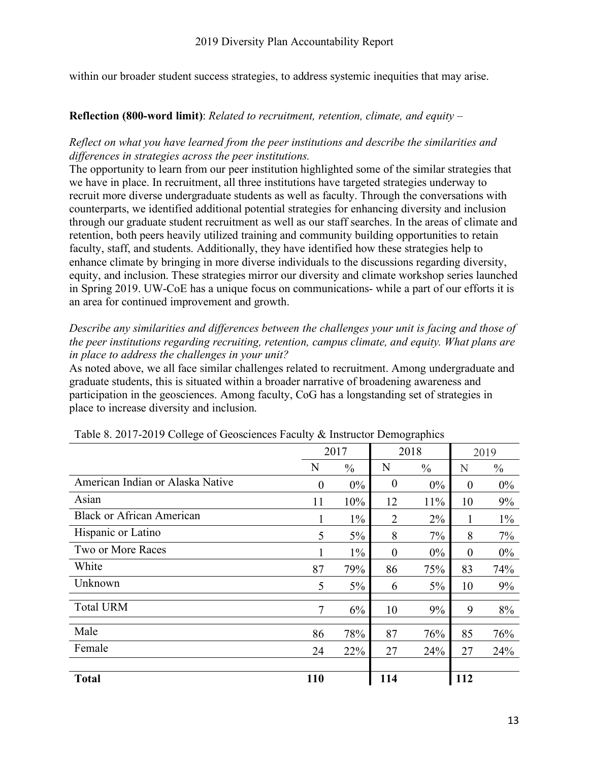within our broader student success strategies, to address systemic inequities that may arise.

**Reflection (800-word limit)**: *Related to recruitment, retention, climate, and equity –*

*Reflect on what you have learned from the peer institutions and describe the similarities and differences in strategies across the peer institutions.*

The opportunity to learn from our peer institution highlighted some of the similar strategies that we have in place. In recruitment, all three institutions have targeted strategies underway to recruit more diverse undergraduate students as well as faculty. Through the conversations with counterparts, we identified additional potential strategies for enhancing diversity and inclusion through our graduate student recruitment as well as our staff searches. In the areas of climate and retention, both peers heavily utilized training and community building opportunities to retain faculty, staff, and students. Additionally, they have identified how these strategies help to enhance climate by bringing in more diverse individuals to the discussions regarding diversity, equity, and inclusion. These strategies mirror our diversity and climate workshop series launched in Spring 2019. UW-CoE has a unique focus on communications- while a part of our efforts it is an area for continued improvement and growth.

*Describe any similarities and differences between the challenges your unit is facing and those of the peer institutions regarding recruiting, retention, campus climate, and equity. What plans are in place to address the challenges in your unit?*

As noted above, we all face similar challenges related to recruitment. Among undergraduate and graduate students, this is situated within a broader narrative of broadening awareness and participation in the geosciences. Among faculty, CoG has a longstanding set of strategies in place to increase diversity and inclusion.

Table 8. 2017-2019 College of Geosciences Faculty & Instructor Demographics

| | 2017 | | 2018 | | 2019 | |
|---|---|---|---|---|---|---|
| | N | % | N | % | N | % |
| American Indian or Alaska Native | 0 | 0% | 0 | 0% | 0 | 0% |
| Asian | 11 | 10% | 12 | 11% | 10 | 9% |
| Black or African American | 1 | 1% | 2 | 2% | 1 | 1% |
| Hispanic or Latino | 5 | 5% | 8 | 7% | 8 | 7% |
| Two or More Races | 1 | 1% | 0 | 0% | 0 | 0% |
| White | 87 | 79% | 86 | 75% | 83 | 74% |
| Unknown | 5 | 5% | 6 | 5% | 10 | 9% |
| Total URM | 7 | 6% | 10 | 9% | 9 | 8% |
| Male | 86 | 78% | 87 | 76% | 85 | 76% |
| Female | 24 | 22% | 27 | 24% | 27 | 24% |
| **Total** | **110** | | **114** | | **112** | |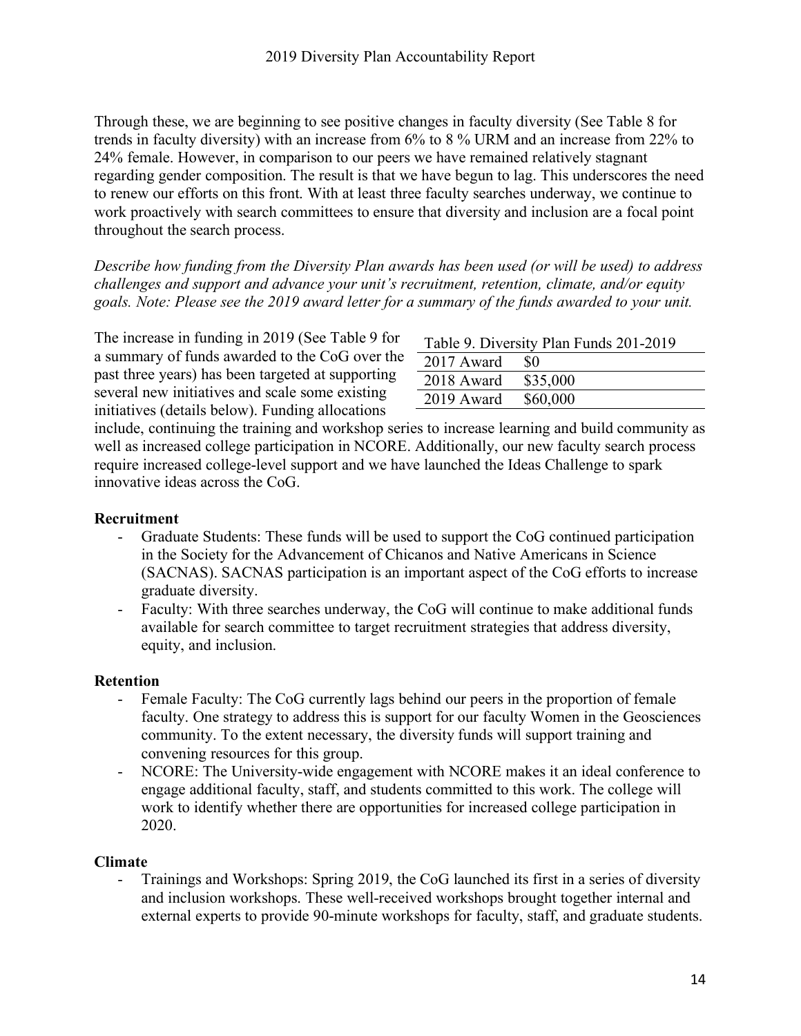Through these, we are beginning to see positive changes in faculty diversity (See Table 8 for trends in faculty diversity) with an increase from 6% to 8 % URM and an increase from 22% to 24% female. However, in comparison to our peers we have remained relatively stagnant regarding gender composition. The result is that we have begun to lag. This underscores the need to renew our efforts on this front. With at least three faculty searches underway, we continue to work proactively with search committees to ensure that diversity and inclusion are a focal point throughout the search process.

*Describe how funding from the Diversity Plan awards has been used (or will be used) to address challenges and support and advance your unit's recruitment, retention, climate, and/or equity goals. Note: Please see the 2019 award letter for a summary of the funds awarded to your unit.*

Table 9. Diversity Plan Funds 201-2019

| | |
|---|---|
| 2017 Award | $0 |
| 2018 Award | $35,000 |
| 2019 Award | $60,000 |

The increase in funding in 2019 (See Table 9 for a summary of funds awarded to the CoG over the past three years) has been targeted at supporting several new initiatives and scale some existing initiatives (details below). Funding allocations include, continuing the training and workshop series to increase learning and build community as well as increased college participation in NCORE. Additionally, our new faculty search process require increased college-level support and we have launched the Ideas Challenge to spark innovative ideas across the CoG.

**Recruitment**

- Graduate Students: These funds will be used to support the CoG continued participation in the Society for the Advancement of Chicanos and Native Americans in Science (SACNAS). SACNAS participation is an important aspect of the CoG efforts to increase graduate diversity.
- Faculty: With three searches underway, the CoG will continue to make additional funds available for search committee to target recruitment strategies that address diversity, equity, and inclusion.

**Retention**

- Female Faculty: The CoG currently lags behind our peers in the proportion of female faculty. One strategy to address this is support for our faculty Women in the Geosciences community. To the extent necessary, the diversity funds will support training and convening resources for this group.
- NCORE: The University-wide engagement with NCORE makes it an ideal conference to engage additional faculty, staff, and students committed to this work. The college will work to identify whether there are opportunities for increased college participation in 2020.

**Climate**

- Trainings and Workshops: Spring 2019, the CoG launched its first in a series of diversity and inclusion workshops. These well-received workshops brought together internal and external experts to provide 90-minute workshops for faculty, staff, and graduate students.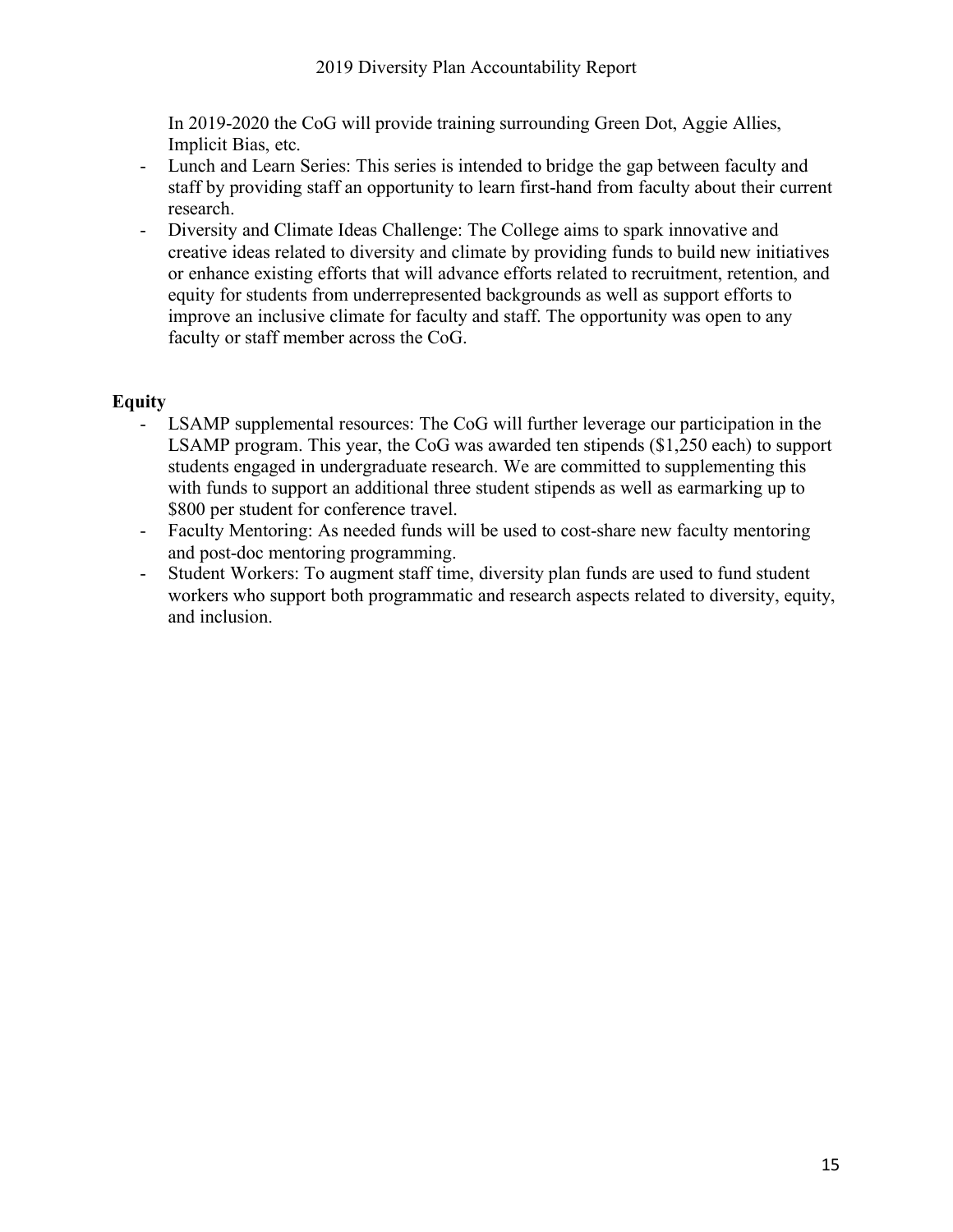In 2019-2020 the CoG will provide training surrounding Green Dot, Aggie Allies, Implicit Bias, etc.

- Lunch and Learn Series: This series is intended to bridge the gap between faculty and staff by providing staff an opportunity to learn first-hand from faculty about their current research.
- Diversity and Climate Ideas Challenge: The College aims to spark innovative and creative ideas related to diversity and climate by providing funds to build new initiatives or enhance existing efforts that will advance efforts related to recruitment, retention, and equity for students from underrepresented backgrounds as well as support efforts to improve an inclusive climate for faculty and staff. The opportunity was open to any faculty or staff member across the CoG.

**Equity**

- LSAMP supplemental resources: The CoG will further leverage our participation in the LSAMP program. This year, the CoG was awarded ten stipends ($1,250 each) to support students engaged in undergraduate research. We are committed to supplementing this with funds to support an additional three student stipends as well as earmarking up to $800 per student for conference travel.
- Faculty Mentoring: As needed funds will be used to cost-share new faculty mentoring and post-doc mentoring programming.
- Student Workers: To augment staff time, diversity plan funds are used to fund student workers who support both programmatic and research aspects related to diversity, equity, and inclusion.